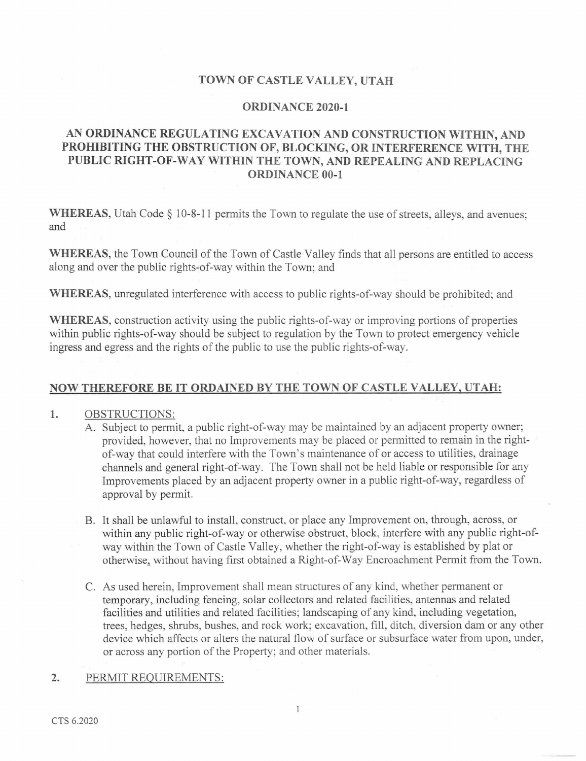# TOWN OF CASTLE VALLEY, UTAH

## ORDINANCE 2020-1

## AN ORDINANCE REGULATING EXCAVATION AND CONSTRUCTION WITHIN, AND PROHIBITING THE OBSTRUCTION OF, BLOCKING, OR INTERFERENCE WITH, THE PUBLIC RIGHT-OF-WAY WITHIN THE TOWN, AND REPEALING AND REPLACING ORDINANCE 00-1

**WHEREAS,** Utah Code § 10-8-11 permits the Town to regulate the use of streets, alleys, and avenues; and

**WHEREAS,** the Town Council of the Town of Castle Valley finds that all persons are entitled to access along and over the public rights-of-way within the Town; and

**WHEREAS,** unregulated interference with access to public rights-of-way should be prohibited; and

**WHEREAS,** construction activity using the public rights-of-way or improving portions of properties within public rights-of-way should be subject to regulation by the Town to protect emergency vehicle ingress and egress and the rights of the public to use the public rights-of-way.

**NOW THEREFORE BE IT ORDAINED BY THE TOWN OF CASTLE VALLEY, UTAH:**

1. OBSTRUCTIONS:

   A. Subject to permit, a public right-of-way may be maintained by an adjacent property owner; provided, however, that no Improvements may be placed or permitted to remain in the right-of-way that could interfere with the Town's maintenance of or access to utilities, drainage channels and general right-of-way. The Town shall not be held liable or responsible for any Improvements placed by an adjacent property owner in a public right-of-way, regardless of approval by permit.

   B. It shall be unlawful to install, construct, or place any Improvement on, through, across, or within any public right-of-way or otherwise obstruct, block, interfere with any public right-of-way within the Town of Castle Valley, whether the right-of-way is established by plat or otherwise, without having first obtained a Right-of-Way Encroachment Permit from the Town.

   C. As used herein, Improvement shall mean structures of any kind, whether permanent or temporary, including fencing, solar collectors and related facilities, antennas and related facilities and utilities and related facilities; landscaping of any kind, including vegetation, trees, hedges, shrubs, bushes, and rock work; excavation, fill, ditch, diversion dam or any other device which affects or alters the natural flow of surface or subsurface water from upon, under, or across any portion of the Property; and other materials.

2. PERMIT REQUIREMENTS:

CTS 6.2020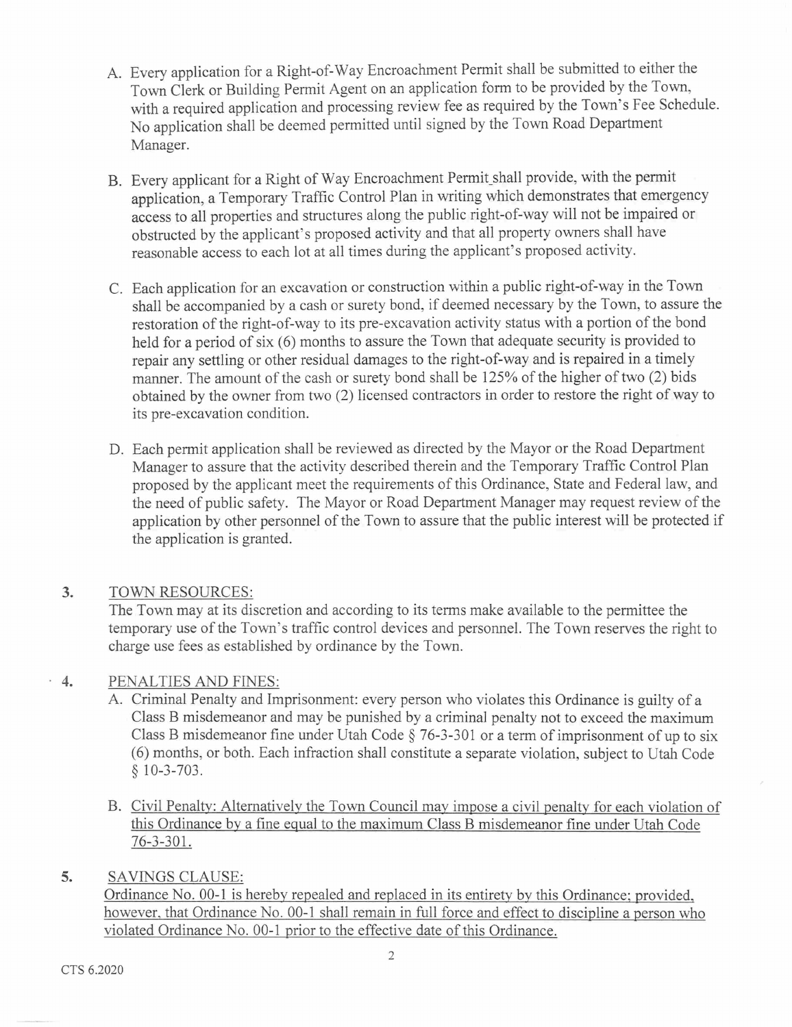A. Every application for a Right-of-Way Encroachment Permit shall be submitted to either the Town Clerk or Building Permit Agent on an application form to be provided by the Town, with a required application and processing review fee as required by the Town's Fee Schedule. No application shall be deemed permitted until signed by the Town Road Department Manager.

B. Every applicant for a Right of Way Encroachment Permit shall provide, with the permit application, a Temporary Traffic Control Plan in writing which demonstrates that emergency access to all properties and structures along the public right-of-way will not be impaired or obstructed by the applicant's proposed activity and that all property owners shall have reasonable access to each lot at all times during the applicant's proposed activity.

C. Each application for an excavation or construction within a public right-of-way in the Town shall be accompanied by a cash or surety bond, if deemed necessary by the Town, to assure the restoration of the right-of-way to its pre-excavation activity status with a portion of the bond held for a period of six (6) months to assure the Town that adequate security is provided to repair any settling or other residual damages to the right-of-way and is repaired in a timely manner. The amount of the cash or surety bond shall be 125% of the higher of two (2) bids obtained by the owner from two (2) licensed contractors in order to restore the right of way to its pre-excavation condition.

D. Each permit application shall be reviewed as directed by the Mayor or the Road Department Manager to assure that the activity described therein and the Temporary Traffic Control Plan proposed by the applicant meet the requirements of this Ordinance, State and Federal law, and the need of public safety. The Mayor or Road Department Manager may request review of the application by other personnel of the Town to assure that the public interest will be protected if the application is granted.

**3. TOWN RESOURCES:**

The Town may at its discretion and according to its terms make available to the permittee the temporary use of the Town's traffic control devices and personnel. The Town reserves the right to charge use fees as established by ordinance by the Town.

**4. PENALTIES AND FINES:**

A. Criminal Penalty and Imprisonment: every person who violates this Ordinance is guilty of a Class B misdemeanor and may be punished by a criminal penalty not to exceed the maximum Class B misdemeanor fine under Utah Code § 76-3-301 or a term of imprisonment of up to six (6) months, or both. Each infraction shall constitute a separate violation, subject to Utah Code § 10-3-703.

B. Civil Penalty: Alternatively the Town Council may impose a civil penalty for each violation of this Ordinance by a fine equal to the maximum Class B misdemeanor fine under Utah Code 76-3-301.

**5. SAVINGS CLAUSE:**

Ordinance No. 00-1 is hereby repealed and replaced in its entirety by this Ordinance; provided, however, that Ordinance No. 00-1 shall remain in full force and effect to discipline a person who violated Ordinance No. 00-1 prior to the effective date of this Ordinance.

CTS 6.2020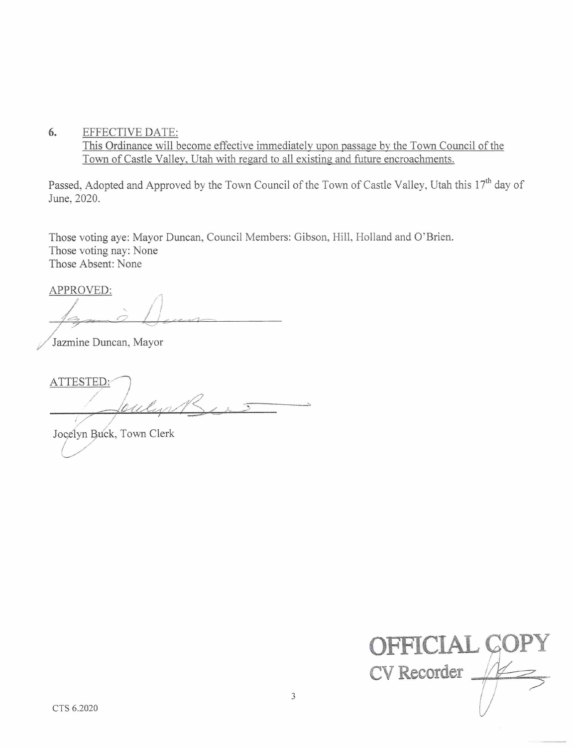**6.** EFFECTIVE DATE:

This Ordinance will become effective immediately upon passage by the Town Council of the Town of Castle Valley, Utah with regard to all existing and future encroachments.

Passed, Adopted and Approved by the Town Council of the Town of Castle Valley, Utah this 17th day of June, 2020.

Those voting aye: Mayor Duncan, Council Members: Gibson, Hill, Holland and O'Brien.
Those voting nay: None
Those Absent: None

APPROVED:

Jazmine Duncan, Mayor

ATTESTED:

Jocelyn Buck, Town Clerk

OFFICIAL COPY
CV Recorder

CTS 6.2020